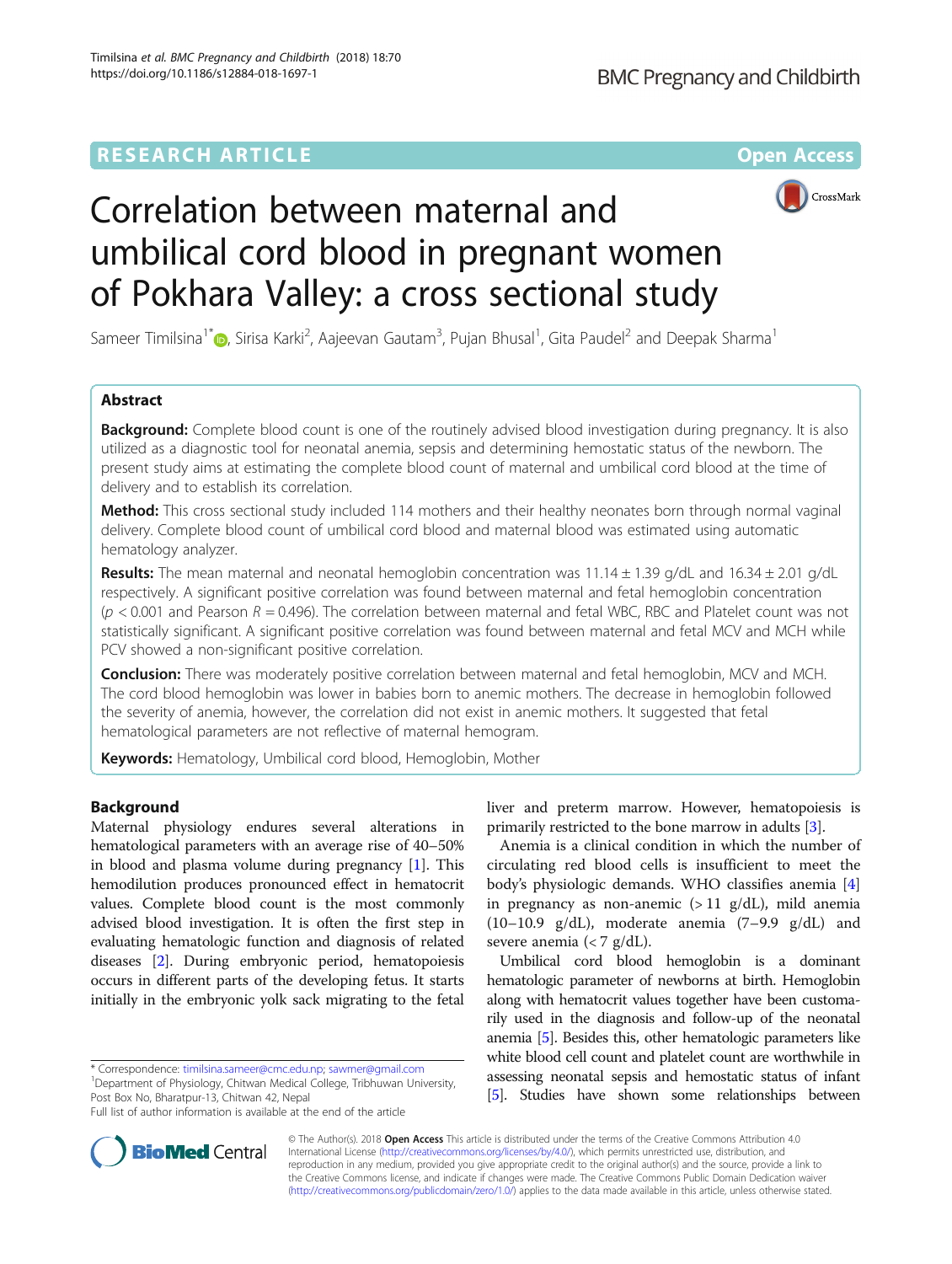RESEARCH ARTICLE

Open Access

# Correlation between maternal and umbilical cord blood in pregnant women of Pokhara Valley: a cross sectional study

Sameer Timilsina[1*], Sirisa Karki[2], Aajeevan Gautam[3], Pujan Bhusal[1], Gita Paudel[2] and Deepak Sharma[1]

## Abstract

**Background:** Complete blood count is one of the routinely advised blood investigation during pregnancy. It is also utilized as a diagnostic tool for neonatal anemia, sepsis and determining hemostatic status of the newborn. The present study aims at estimating the complete blood count of maternal and umbilical cord blood at the time of delivery and to establish its correlation.

**Method:** This cross sectional study included 114 mothers and their healthy neonates born through normal vaginal delivery. Complete blood count of umbilical cord blood and maternal blood was estimated using automatic hematology analyzer.

**Results:** The mean maternal and neonatal hemoglobin concentration was 11.14 ± 1.39 g/dL and 16.34 ± 2.01 g/dL respectively. A significant positive correlation was found between maternal and fetal hemoglobin concentration ($p < 0.001$ and Pearson $R = 0.496$). The correlation between maternal and fetal WBC, RBC and Platelet count was not statistically significant. A significant positive correlation was found between maternal and fetal MCV and MCH while PCV showed a non-significant positive correlation.

**Conclusion:** There was moderately positive correlation between maternal and fetal hemoglobin, MCV and MCH. The cord blood hemoglobin was lower in babies born to anemic mothers. The decrease in hemoglobin followed the severity of anemia, however, the correlation did not exist in anemic mothers. It suggested that fetal hematological parameters are not reflective of maternal hemogram.

**Keywords:** Hematology, Umbilical cord blood, Hemoglobin, Mother

## Background

Maternal physiology endures several alterations in hematological parameters with an average rise of 40–50% in blood and plasma volume during pregnancy [1]. This hemodilution produces pronounced effect in hematocrit values. Complete blood count is the most commonly advised blood investigation. It is often the first step in evaluating hematologic function and diagnosis of related diseases [2]. During embryonic period, hematopoiesis occurs in different parts of the developing fetus. It starts initially in the embryonic yolk sack migrating to the fetal liver and preterm marrow. However, hematopoiesis is primarily restricted to the bone marrow in adults [3].

Anemia is a clinical condition in which the number of circulating red blood cells is insufficient to meet the body's physiologic demands. WHO classifies anemia [4] in pregnancy as non-anemic (> 11 g/dL), mild anemia (10–10.9 g/dL), moderate anemia (7–9.9 g/dL) and severe anemia (< 7 g/dL).

Umbilical cord blood hemoglobin is a dominant hematologic parameter of newborns at birth. Hemoglobin along with hematocrit values together have been customarily used in the diagnosis and follow-up of the neonatal anemia [5]. Besides this, other hematologic parameters like white blood cell count and platelet count are worthwhile in assessing neonatal sepsis and hemostatic status of infant [5]. Studies have shown some relationships between

\* Correspondence: timilsina.sameer@cmc.edu.np; sawmer@gmail.com
[1]Department of Physiology, Chitwan Medical College, Tribhuwan University, Post Box No, Bharatpur-13, Chitwan 42, Nepal
Full list of author information is available at the end of the article

© The Author(s). 2018 **Open Access** This article is distributed under the terms of the Creative Commons Attribution 4.0 International License (http://creativecommons.org/licenses/by/4.0/), which permits unrestricted use, distribution, and reproduction in any medium, provided you give appropriate credit to the original author(s) and the source, provide a link to the Creative Commons license, and indicate if changes were made. The Creative Commons Public Domain Dedication waiver (http://creativecommons.org/publicdomain/zero/1.0/) applies to the data made available in this article, unless otherwise stated.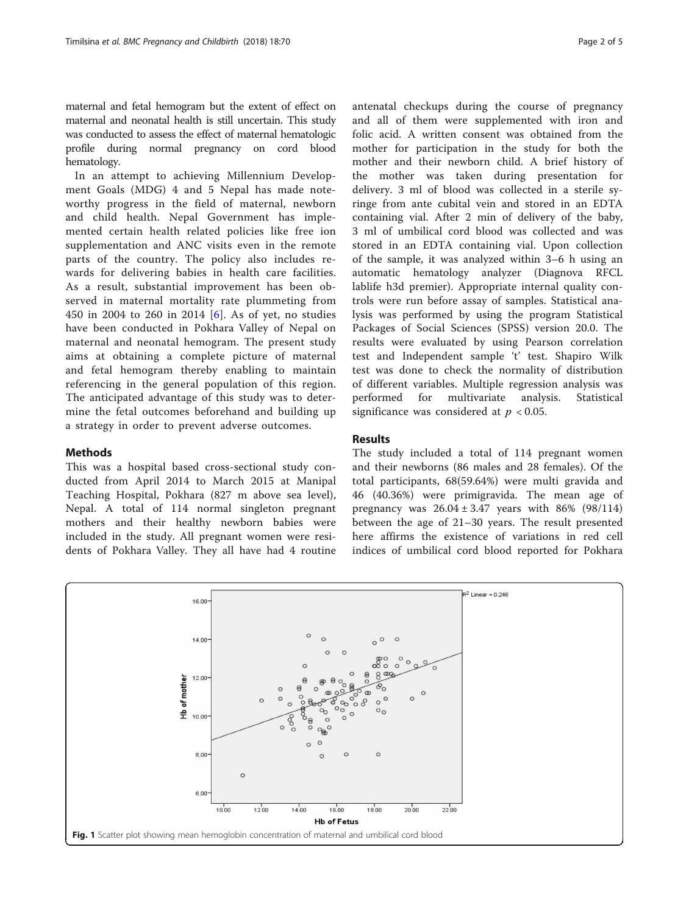maternal and fetal hemogram but the extent of effect on maternal and neonatal health is still uncertain. This study was conducted to assess the effect of maternal hematologic profile during normal pregnancy on cord blood hematology.

In an attempt to achieving Millennium Development Goals (MDG) 4 and 5 Nepal has made noteworthy progress in the field of maternal, newborn and child health. Nepal Government has implemented certain health related policies like free ion supplementation and ANC visits even in the remote parts of the country. The policy also includes rewards for delivering babies in health care facilities. As a result, substantial improvement has been observed in maternal mortality rate plummeting from 450 in 2004 to 260 in 2014 [6]. As of yet, no studies have been conducted in Pokhara Valley of Nepal on maternal and neonatal hemogram. The present study aims at obtaining a complete picture of maternal and fetal hemogram thereby enabling to maintain referencing in the general population of this region. The anticipated advantage of this study was to determine the fetal outcomes beforehand and building up a strategy in order to prevent adverse outcomes.

## Methods

This was a hospital based cross-sectional study conducted from April 2014 to March 2015 at Manipal Teaching Hospital, Pokhara (827 m above sea level), Nepal. A total of 114 normal singleton pregnant mothers and their healthy newborn babies were included in the study. All pregnant women were residents of Pokhara Valley. They all have had 4 routine antenatal checkups during the course of pregnancy and all of them were supplemented with iron and folic acid. A written consent was obtained from the mother for participation in the study for both the mother and their newborn child. A brief history of the mother was taken during presentation for delivery. 3 ml of blood was collected in a sterile syringe from ante cubital vein and stored in an EDTA containing vial. After 2 min of delivery of the baby, 3 ml of umbilical cord blood was collected and was stored in an EDTA containing vial. Upon collection of the sample, it was analyzed within 3–6 h using an automatic hematology analyzer (Diagnova RFCL lablife h3d premier). Appropriate internal quality controls were run before assay of samples. Statistical analysis was performed by using the program Statistical Packages of Social Sciences (SPSS) version 20.0. The results were evaluated by using Pearson correlation test and Independent sample 't' test. Shapiro Wilk test was done to check the normality of distribution of different variables. Multiple regression analysis was performed for multivariate analysis. Statistical significance was considered at $p < 0.05$.

## Results

The study included a total of 114 pregnant women and their newborns (86 males and 28 females). Of the total participants, 68(59.64%) were multi gravida and 46 (40.36%) were primigravida. The mean age of pregnancy was $26.04 \pm 3.47$ years with 86% (98/114) between the age of 21–30 years. The result presented here affirms the existence of variations in red cell indices of umbilical cord blood reported for Pokhara

**Fig. 1** Scatter plot showing mean hemoglobin concentration of maternal and umbilical cord blood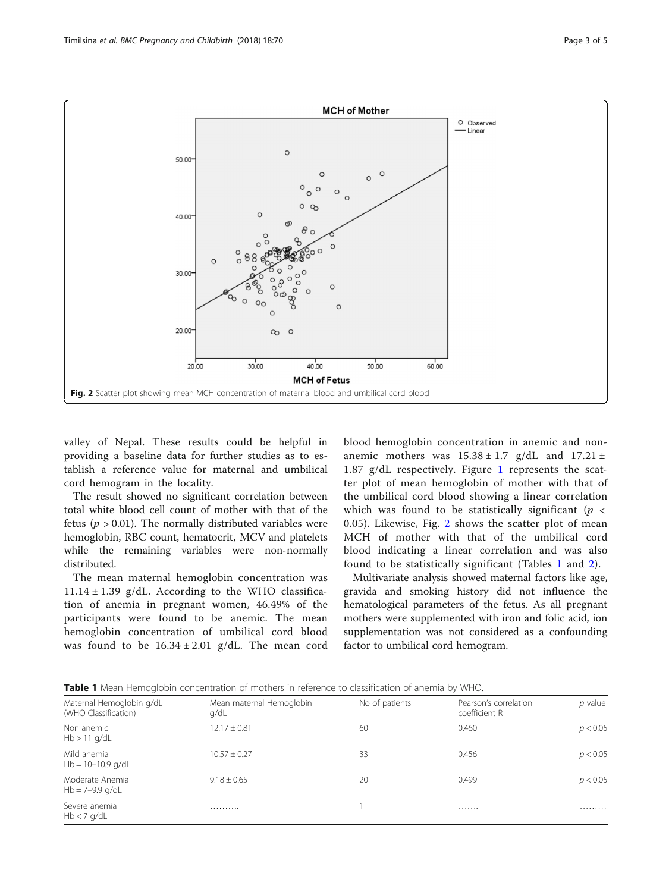Fig. 2 Scatter plot showing mean MCH concentration of maternal blood and umbilical cord blood

valley of Nepal. These results could be helpful in providing a baseline data for further studies as to establish a reference value for maternal and umbilical cord hemogram in the locality.

The result showed no significant correlation between total white blood cell count of mother with that of the fetus ($p > 0.01$). The normally distributed variables were hemoglobin, RBC count, hematocrit, MCV and platelets while the remaining variables were non-normally distributed.

The mean maternal hemoglobin concentration was $11.14 \pm 1.39$ g/dL. According to the WHO classification of anemia in pregnant women, 46.49% of the participants were found to be anemic. The mean hemoglobin concentration of umbilical cord blood was found to be $16.34 \pm 2.01$ g/dL. The mean cord blood hemoglobin concentration in anemic and non-anemic mothers was $15.38 \pm 1.7$ g/dL and $17.21 \pm 1.87$ g/dL respectively. Figure 1 represents the scatter plot of mean hemoglobin of mother with that of the umbilical cord blood showing a linear correlation which was found to be statistically significant ($p < 0.05$). Likewise, Fig. 2 shows the scatter plot of mean MCH of mother with that of the umbilical cord blood indicating a linear correlation and was also found to be statistically significant (Tables 1 and 2).

Multivariate analysis showed maternal factors like age, gravida and smoking history did not influence the hematological parameters of the fetus. As all pregnant mothers were supplemented with iron and folic acid, ion supplementation was not considered as a confounding factor to umbilical cord hemogram.

**Table 1** Mean Hemoglobin concentration of mothers in reference to classification of anemia by WHO.

| Maternal Hemoglobin g/dL (WHO Classification) | Mean maternal Hemoglobin g/dL | No of patients | Pearson's correlation coefficient R | *p* value |
|---|---|---|---|---|
| Non anemic<br>Hb > 11 g/dL | 12.17 ± 0.81 | 60 | 0.460 | $p < 0.05$ |
| Mild anemia<br>Hb = 10–10.9 g/dL | 10.57 ± 0.27 | 33 | 0.456 | $p < 0.05$ |
| Moderate Anemia<br>Hb = 7–9.9 g/dL | 9.18 ± 0.65 | 20 | 0.499 | $p < 0.05$ |
| Severe anemia<br>Hb < 7 g/dL | .......... | 1 | ....... | ......... |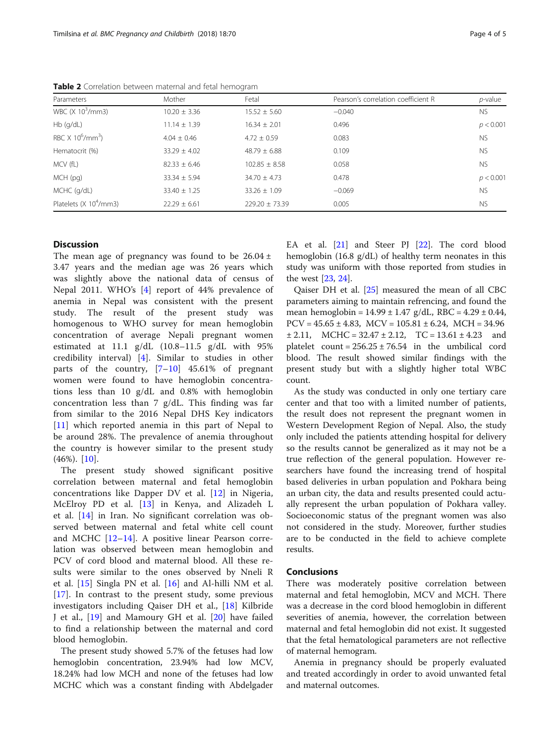**Table 2** Correlation between maternal and fetal hemogram

| Parameters | Mother | Fetal | Pearson's correlation coefficient R | *p*-value |
|---|---|---|---|---|
| WBC (X $10^3$/mm3) | 10.20 ± 3.36 | 15.52 ± 5.60 | −0.040 | NS |
| Hb (g/dL) | 11.14 ± 1.39 | 16.34 ± 2.01 | 0.496 | $p < 0.001$ |
| RBC X $10^6$/mm$^3$) | 4.04 ± 0.46 | 4.72 ± 0.59 | 0.083 | NS |
| Hematocrit (%) | 33.29 ± 4.02 | 48.79 ± 6.88 | 0.109 | NS |
| MCV (fL) | 82.33 ± 6.46 | 102.85 ± 8.58 | 0.058 | NS |
| MCH (pg) | 33.34 ± 5.94 | 34.70 ± 4.73 | 0.478 | $p < 0.001$ |
| MCHC (g/dL) | 33.40 ± 1.25 | 33.26 ± 1.09 | −0.069 | NS |
| Platelets (X $10^4$/mm3) | 22.29 ± 6.61 | 229.20 ± 73.39 | 0.005 | NS |

## Discussion

The mean age of pregnancy was found to be 26.04 ± 3.47 years and the median age was 26 years which was slightly above the national data of census of Nepal 2011. WHO's [4] report of 44% prevalence of anemia in Nepal was consistent with the present study. The result of the present study was homogenous to WHO survey for mean hemoglobin concentration of average Nepali pregnant women estimated at 11.1 g/dL (10.8–11.5 g/dL with 95% credibility interval) [4]. Similar to studies in other parts of the country, [7–10] 45.61% of pregnant women were found to have hemoglobin concentrations less than 10 g/dL and 0.8% with hemoglobin concentration less than 7 g/dL. This finding was far from similar to the 2016 Nepal DHS Key indicators [11] which reported anemia in this part of Nepal to be around 28%. The prevalence of anemia throughout the country is however similar to the present study (46%). [10].

The present study showed significant positive correlation between maternal and fetal hemoglobin concentrations like Dapper DV et al. [12] in Nigeria, McElroy PD et al. [13] in Kenya, and Alizadeh L et al. [14] in Iran. No significant correlation was observed between maternal and fetal white cell count and MCHC [12–14]. A positive linear Pearson correlation was observed between mean hemoglobin and PCV of cord blood and maternal blood. All these results were similar to the ones observed by Nneli R et al. [15] Singla PN et al. [16] and Al-hilli NM et al. [17]. In contrast to the present study, some previous investigators including Qaiser DH et al., [18] Kilbride J et al., [19] and Mamoury GH et al. [20] have failed to find a relationship between the maternal and cord blood hemoglobin.

The present study showed 5.7% of the fetuses had low hemoglobin concentration, 23.94% had low MCV, 18.24% had low MCH and none of the fetuses had low MCHC which was a constant finding with Abdelgader EA et al. [21] and Steer PJ [22]. The cord blood hemoglobin (16.8 g/dL) of healthy term neonates in this study was uniform with those reported from studies in the west [23, 24].

Qaiser DH et al. [25] measured the mean of all CBC parameters aiming to maintain refrencing, and found the mean hemoglobin = 14.99 ± 1.47 g/dL, RBC = 4.29 ± 0.44, PCV = 45.65 ± 4.83, MCV = 105.81 ± 6.24, MCH = 34.96 ± 2.11, MCHC = 32.47 ± 2.12, TC = 13.61 ± 4.23 and platelet count = 256.25 ± 76.54 in the umbilical cord blood. The result showed similar findings with the present study but with a slightly higher total WBC count.

As the study was conducted in only one tertiary care center and that too with a limited number of patients, the result does not represent the pregnant women in Western Development Region of Nepal. Also, the study only included the patients attending hospital for delivery so the results cannot be generalized as it may not be a true reflection of the general population. However researchers have found the increasing trend of hospital based deliveries in urban population and Pokhara being an urban city, the data and results presented could actually represent the urban population of Pokhara valley. Socioeconomic status of the pregnant women was also not considered in the study. Moreover, further studies are to be conducted in the field to achieve complete results.

## Conclusions

There was moderately positive correlation between maternal and fetal hemoglobin, MCV and MCH. There was a decrease in the cord blood hemoglobin in different severities of anemia, however, the correlation between maternal and fetal hemoglobin did not exist. It suggested that the fetal hematological parameters are not reflective of maternal hemogram.

Anemia in pregnancy should be properly evaluated and treated accordingly in order to avoid unwanted fetal and maternal outcomes.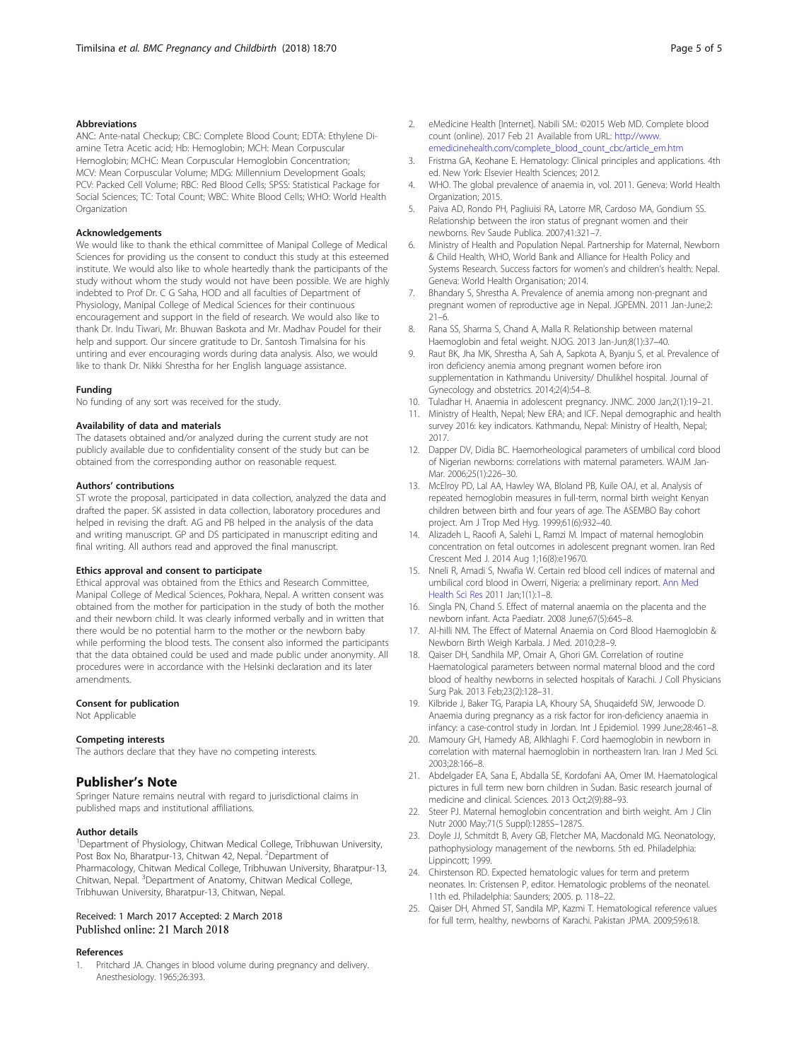### Abbreviations

ANC: Ante-natal Checkup; CBC: Complete Blood Count; EDTA: Ethylene Di-amine Tetra Acetic acid; Hb: Hemoglobin; MCH: Mean Corpuscular Hemoglobin; MCHC: Mean Corpuscular Hemoglobin Concentration; MCV: Mean Corpuscular Volume; MDG: Millennium Development Goals; PCV: Packed Cell Volume; RBC: Red Blood Cells; SPSS: Statistical Package for Social Sciences; TC: Total Count; WBC: White Blood Cells; WHO: World Health Organization

### Acknowledgements

We would like to thank the ethical committee of Manipal College of Medical Sciences for providing us the consent to conduct this study at this esteemed institute. We would also like to whole heartedly thank the participants of the study without whom the study would not have been possible. We are highly indebted to Prof Dr. C G Saha, HOD and all faculties of Department of Physiology, Manipal College of Medical Sciences for their continuous encouragement and support in the field of research. We would also like to thank Dr. Indu Tiwari, Mr. Bhuwan Baskota and Mr. Madhav Poudel for their help and support. Our sincere gratitude to Dr. Santosh Timalsina for his untiring and ever encouraging words during data analysis. Also, we would like to thank Dr. Nikki Shrestha for her English language assistance.

### Funding

No funding of any sort was received for the study.

### Availability of data and materials

The datasets obtained and/or analyzed during the current study are not publicly available due to confidentiality consent of the study but can be obtained from the corresponding author on reasonable request.

### Authors' contributions

ST wrote the proposal, participated in data collection, analyzed the data and drafted the paper. SK assisted in data collection, laboratory procedures and helped in revising the draft. AG and PB helped in the analysis of the data and writing manuscript. GP and DS participated in manuscript editing and final writing. All authors read and approved the final manuscript.

### Ethics approval and consent to participate

Ethical approval was obtained from the Ethics and Research Committee, Manipal College of Medical Sciences, Pokhara, Nepal. A written consent was obtained from the mother for participation in the study of both the mother and their newborn child. It was clearly informed verbally and in written that there would be no potential harm to the mother or the newborn baby while performing the blood tests. The consent also informed the participants that the data obtained could be used and made public under anonymity. All procedures were in accordance with the Helsinki declaration and its later amendments.

### Consent for publication

Not Applicable

### Competing interests

The authors declare that they have no competing interests.

## Publisher's Note

Springer Nature remains neutral with regard to jurisdictional claims in published maps and institutional affiliations.

### Author details

[1]Department of Physiology, Chitwan Medical College, Tribhuwan University, Post Box No, Bharatpur-13, Chitwan 42, Nepal. [2]Department of Pharmacology, Chitwan Medical College, Tribhuwan University, Bharatpur-13, Chitwan, Nepal. [3]Department of Anatomy, Chitwan Medical College, Tribhuwan University, Bharatpur-13, Chitwan, Nepal.

Received: 1 March 2017 Accepted: 2 March 2018
Published online: 21 March 2018

### References

1. Pritchard JA. Changes in blood volume during pregnancy and delivery. Anesthesiology. 1965;26:393.
2. eMedicine Health [Internet]. Nabili SM.: ©2015 Web MD. Complete blood count (online). 2017 Feb 21 Available from URL: http://www.emedicinehealth.com/complete_blood_count_cbc/article_em.htm
3. Fristma GA, Keohane E. Hematology: Clinical principles and applications. 4th ed. New York: Elsevier Health Sciences; 2012.
4. WHO. The global prevalence of anaemia in, vol. 2011. Geneva: World Health Organization; 2015.
5. Paiva AD, Rondo PH, Pagliuisi RA, Latorre MR, Cardoso MA, Gondium SS. Relationship between the iron status of pregnant women and their newborns. Rev Saude Publica. 2007;41:321–7.
6. Ministry of Health and Population Nepal. Partnership for Maternal, Newborn & Child Health, WHO, World Bank and Alliance for Health Policy and Systems Research. Success factors for women's and children's health: Nepal. Geneva: World Health Organisation; 2014.
7. Bhandary S, Shrestha A. Prevalence of anemia among non-pregnant and pregnant women of reproductive age in Nepal. JGPEMN. 2011 Jan-June;2: 21–6.
8. Rana SS, Sharma S, Chand A, Malla R. Relationship between maternal Haemoglobin and fetal weight. NJOG. 2013 Jan-Jun;8(1):37–40.
9. Raut BK, Jha MK, Shrestha A, Sah A, Sapkota A, Byanju S, et al. Prevalence of iron deficiency anemia among pregnant women before iron supplementation in Kathmandu University/ Dhulikhel hospital. Journal of Gynecology and obstetrics. 2014;2(4):54–8.
10. Tuladhar H. Anaemia in adolescent pregnancy. JNMC. 2000 Jan;2(1):19–21.
11. Ministry of Health, Nepal; New ERA; and ICF. Nepal demographic and health survey 2016: key indicators. Kathmandu, Nepal: Ministry of Health, Nepal; 2017.
12. Dapper DV, Didia BC. Haemorheological parameters of umbilical cord blood of Nigerian newborns: correlations with maternal parameters. WAJM Jan-Mar. 2006;25(1):226–30.
13. McElroy PD, Lal AA, Hawley WA, Bloland PB, Kuile OAJ, et al. Analysis of repeated hemoglobin measures in full-term, normal birth weight Kenyan children between birth and four years of age. The ASEMBO Bay cohort project. Am J Trop Med Hyg. 1999;61(6):932–40.
14. Alizadeh L, Raoofi A, Salehi L, Ramzi M. Impact of maternal hemoglobin concentration on fetal outcomes in adolescent pregnant women. Iran Red Crescent Med J. 2014 Aug 1;16(8):e19670.
15. Nneli R, Amadi S, Nwafia W. Certain red blood cell indices of maternal and umbilical cord blood in Owerri, Nigeria: a preliminary report. Ann Med Health Sci Res 2011 Jan;1(1):1–8.
16. Singla PN, Chand S. Effect of maternal anaemia on the placenta and the newborn infant. Acta Paediatr. 2008 June;67(5):645–8.
17. Al-hilli NM. The Effect of Maternal Anaemia on Cord Blood Haemoglobin & Newborn Birth Weigh Karbala. J Med. 2010;2:8–9.
18. Qaiser DH, Sandhila MP, Omair A, Ghori GM. Correlation of routine Haematological parameters between normal maternal blood and the cord blood of healthy newborns in selected hospitals of Karachi. J Coll Physicians Surg Pak. 2013 Feb;23(2):128–31.
19. Kilbride J, Baker TG, Parapia LA, Khoury SA, Shuqaidefd SW, Jerwoode D. Anaemia during pregnancy as a risk factor for iron-deficiency anaemia in infancy: a case-control study in Jordan. Int J Epidemiol. 1999 June;28:461–8.
20. Mamoury GH, Hamedy AB, Alkhlaghi F. Cord haemoglobin in newborn in correlation with maternal haemoglobin in northeastern Iran. Iran J Med Sci. 2003;28:166–8.
21. Abdelgader EA, Sana E, Abdalla SE, Kordofani AA, Omer IM. Haematological pictures in full term new born children in Sudan. Basic research journal of medicine and clinical. Sciences. 2013 Oct;2(9):88–93.
22. Steer PJ. Maternal hemoglobin concentration and birth weight. Am J Clin Nutr 2000 May;71(5 Suppl):1285S–1287S.
23. Doyle JJ, Schmitdt B, Avery GB, Fletcher MA, Macdonald MG. Neonatology, pathophysiology management of the newborns. 5th ed. Philadelphia: Lippincott; 1999.
24. Chirstenson RD. Expected hematologic values for term and preterm neonates. In: Cristensen P, editor. Hematologic problems of the neonatel. 11th ed. Philadelphia: Saunders; 2005. p. 118–22.
25. Qaiser DH, Ahmed ST, Sandila MP, Kazmi T. Hematological reference values for full term, healthy, newborns of Karachi. Pakistan JPMA. 2009;59:618.